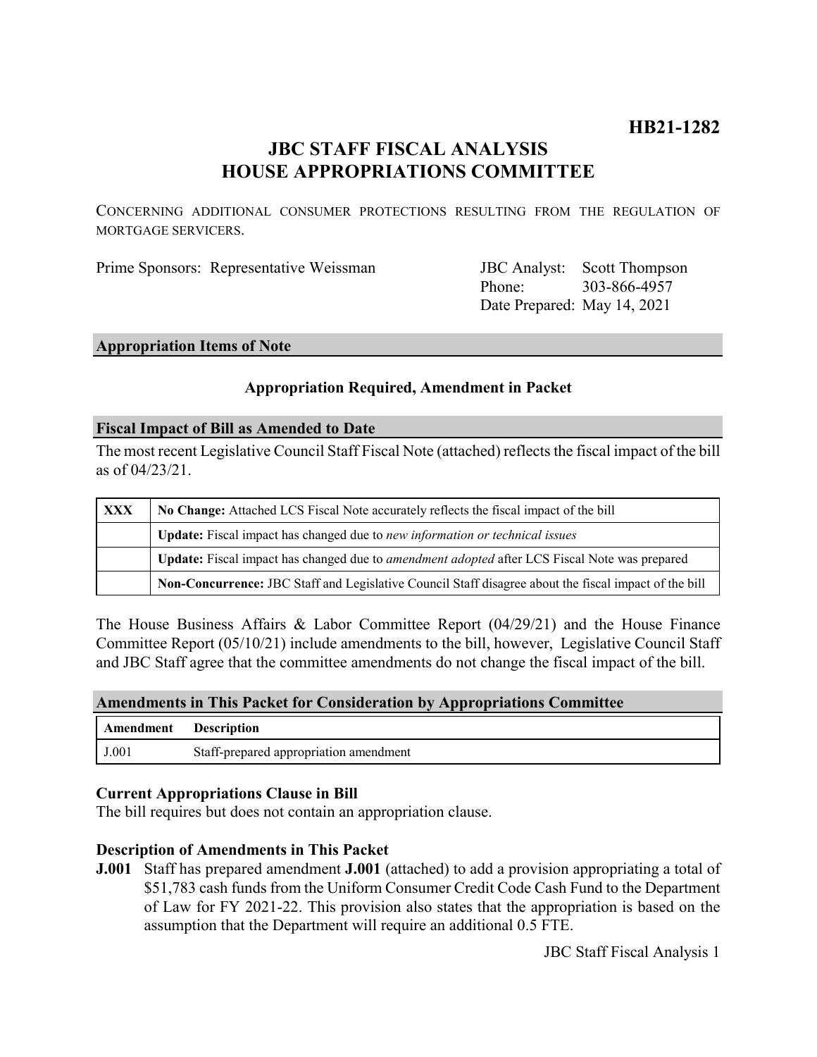**HB21-1282**

# JBC STAFF FISCAL ANALYSIS
# HOUSE APPROPRIATIONS COMMITTEE

CONCERNING ADDITIONAL CONSUMER PROTECTIONS RESULTING FROM THE REGULATION OF MORTGAGE SERVICERS.

Prime Sponsors: Representative Weissman

JBC Analyst: Scott Thompson
Phone: 303-866-4957
Date Prepared: May 14, 2021

## Appropriation Items of Note

**Appropriation Required, Amendment in Packet**

## Fiscal Impact of Bill as Amended to Date

The most recent Legislative Council Staff Fiscal Note (attached) reflects the fiscal impact of the bill as of 04/23/21.

| | |
|---|---|
| **XXX** | **No Change:** Attached LCS Fiscal Note accurately reflects the fiscal impact of the bill |
| | **Update:** Fiscal impact has changed due to *new information or technical issues* |
| | **Update:** Fiscal impact has changed due to *amendment adopted* after LCS Fiscal Note was prepared |
| | **Non-Concurrence:** JBC Staff and Legislative Council Staff disagree about the fiscal impact of the bill |

The House Business Affairs & Labor Committee Report (04/29/21) and the House Finance Committee Report (05/10/21) include amendments to the bill, however, Legislative Council Staff and JBC Staff agree that the committee amendments do not change the fiscal impact of the bill.

## Amendments in This Packet for Consideration by Appropriations Committee

| Amendment | Description |
|---|---|
| J.001 | Staff-prepared appropriation amendment |

### Current Appropriations Clause in Bill

The bill requires but does not contain an appropriation clause.

### Description of Amendments in This Packet

**J.001** Staff has prepared amendment **J.001** (attached) to add a provision appropriating a total of $51,783 cash funds from the Uniform Consumer Credit Code Cash Fund to the Department of Law for FY 2021-22. This provision also states that the appropriation is based on the assumption that the Department will require an additional 0.5 FTE.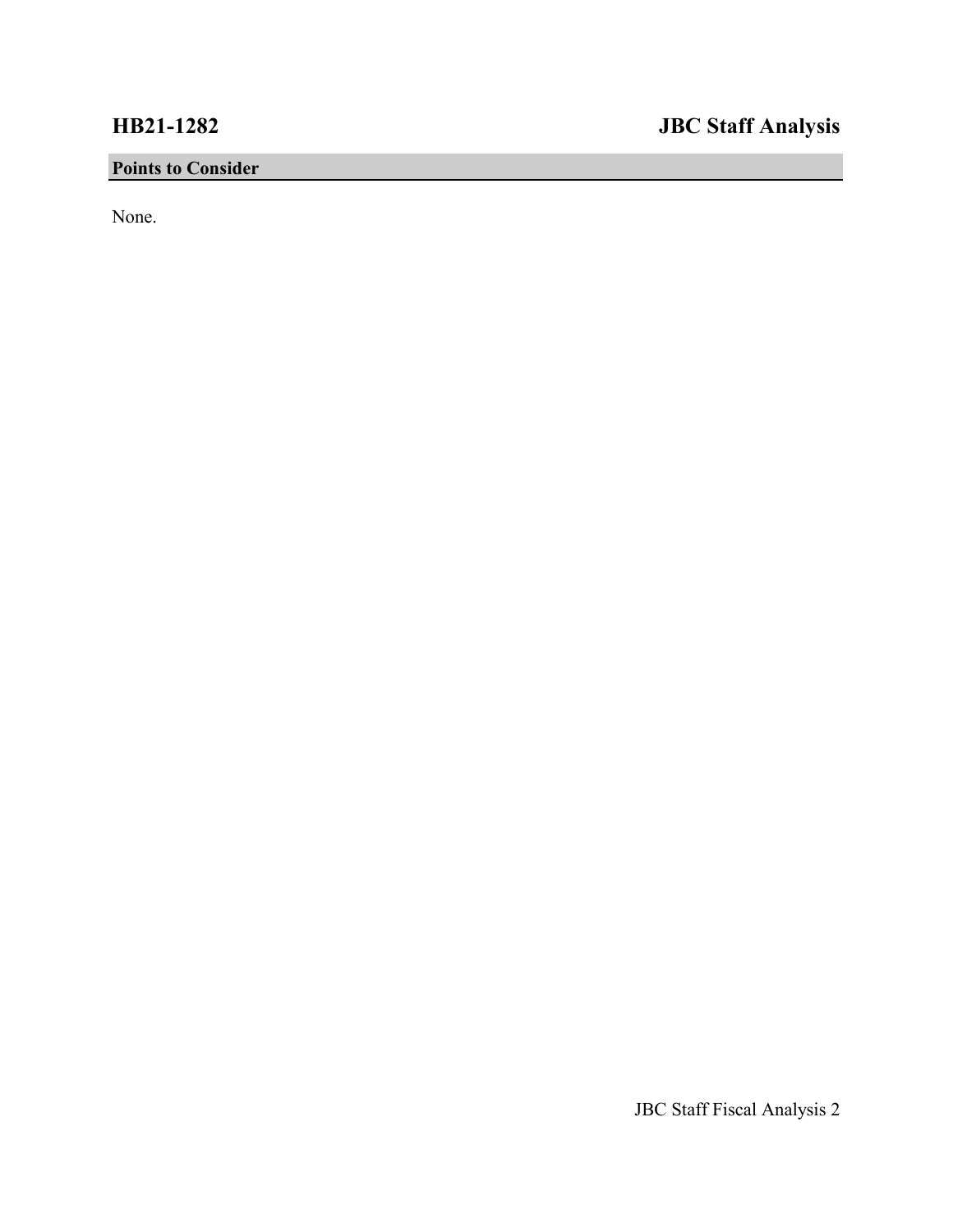## Points to Consider

None.